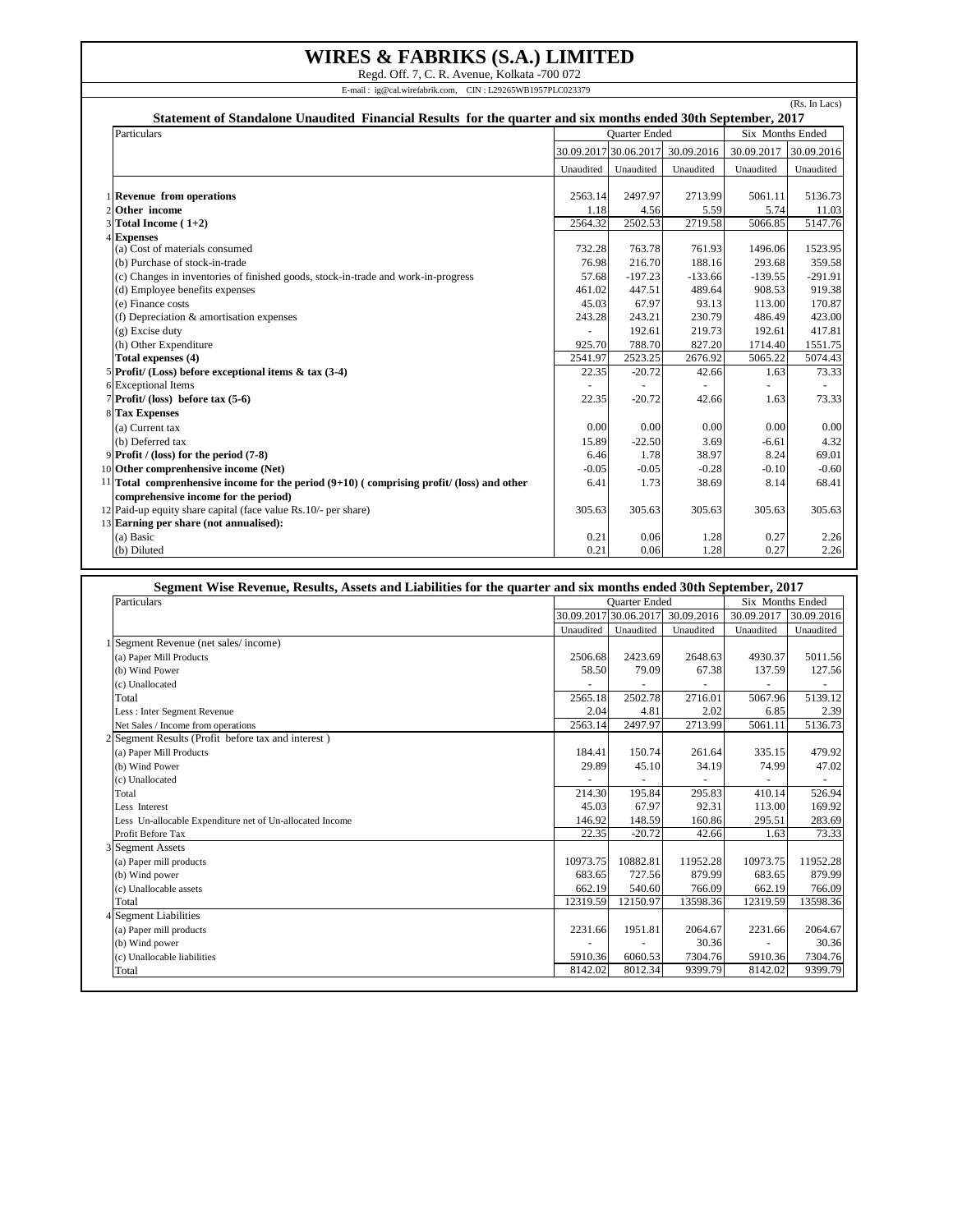# WIRES & FABRIKS (S.A.) LIMITED

Regd. Off. 7, C. R. Avenue, Kolkata -700 072

E-mail : ig@cal.wirefabrik.com, CIN : L29265WB1957PLC023379

(Rs. In Lacs)

## Statement of Standalone Unaudited Financial Results for the quarter and six months ended 30th September, 2017

| | Particulars | Quarter Ended | | | Six Months Ended | |
|---|---|---|---|---|---|---|
| | | 30.09.2017 | 30.06.2017 | 30.09.2016 | 30.09.2017 | 30.09.2016 |
| | | Unaudited | Unaudited | Unaudited | Unaudited | Unaudited |
| 1 | **Revenue from operations** | 2563.14 | 2497.97 | 2713.99 | 5061.11 | 5136.73 |
| 2 | **Other income** | 1.18 | 4.56 | 5.59 | 5.74 | 11.03 |
| 3 | **Total Income ( 1+2)** | 2564.32 | 2502.53 | 2719.58 | 5066.85 | 5147.76 |
| 4 | **Expenses** | | | | | |
| | (a) Cost of materials consumed | 732.28 | 763.78 | 761.93 | 1496.06 | 1523.95 |
| | (b) Purchase of stock-in-trade | 76.98 | 216.70 | 188.16 | 293.68 | 359.58 |
| | (c) Changes in inventories of finished goods, stock-in-trade and work-in-progress | 57.68 | -197.23 | -133.66 | -139.55 | -291.91 |
| | (d) Employee benefits expenses | 461.02 | 447.51 | 489.64 | 908.53 | 919.38 |
| | (e) Finance costs | 45.03 | 67.97 | 93.13 | 113.00 | 170.87 |
| | (f) Depreciation & amortisation expenses | 243.28 | 243.21 | 230.79 | 486.49 | 423.00 |
| | (g) Excise duty | - | 192.61 | 219.73 | 192.61 | 417.81 |
| | (h) Other Expenditure | 925.70 | 788.70 | 827.20 | 1714.40 | 1551.75 |
| | **Total expenses (4)** | 2541.97 | 2523.25 | 2676.92 | 5065.22 | 5074.43 |
| 5 | **Profit/ (Loss) before exceptional items & tax (3-4)** | 22.35 | -20.72 | 42.66 | 1.63 | 73.33 |
| 6 | Exceptional Items | - | - | - | - | - |
| 7 | **Profit/ (loss) before tax (5-6)** | 22.35 | -20.72 | 42.66 | 1.63 | 73.33 |
| 8 | **Tax Expenses** | | | | | |
| | (a) Current tax | 0.00 | 0.00 | 0.00 | 0.00 | 0.00 |
| | (b) Deferred tax | 15.89 | -22.50 | 3.69 | -6.61 | 4.32 |
| 9 | **Profit / (loss) for the period (7-8)** | 6.46 | 1.78 | 38.97 | 8.24 | 69.01 |
| 10 | **Other comprenhensive income (Net)** | -0.05 | -0.05 | -0.28 | -0.10 | -0.60 |
| 11 | **Total comprenhensive income for the period (9+10) ( comprising profit/ (loss) and other comprehensive income for the period)** | 6.41 | 1.73 | 38.69 | 8.14 | 68.41 |
| 12 | Paid-up equity share capital (face value Rs.10/- per share) | 305.63 | 305.63 | 305.63 | 305.63 | 305.63 |
| 13 | **Earning per share (not annualised):** | | | | | |
| | (a) Basic | 0.21 | 0.06 | 1.28 | 0.27 | 2.26 |
| | (b) Diluted | 0.21 | 0.06 | 1.28 | 0.27 | 2.26 |

## Segment Wise Revenue, Results, Assets and Liabilities for the quarter and six months ended 30th September, 2017

| | Particulars | Quarter Ended | | | Six Months Ended | |
|---|---|---|---|---|---|---|
| | | 30.09.2017 | 30.06.2017 | 30.09.2016 | 30.09.2017 | 30.09.2016 |
| | | Unaudited | Unaudited | Unaudited | Unaudited | Unaudited |
| 1 | Segment Revenue (net sales/ income) | | | | | |
| | (a) Paper Mill Products | 2506.68 | 2423.69 | 2648.63 | 4930.37 | 5011.56 |
| | (b) Wind Power | 58.50 | 79.09 | 67.38 | 137.59 | 127.56 |
| | (c) Unallocated | - | - | - | - | - |
| | Total | 2565.18 | 2502.78 | 2716.01 | 5067.96 | 5139.12 |
| | Less : Inter Segment Revenue | 2.04 | 4.81 | 2.02 | 6.85 | 2.39 |
| | Net Sales / Income from operations | 2563.14 | 2497.97 | 2713.99 | 5061.11 | 5136.73 |
| 2 | Segment Results (Profit before tax and interest ) | | | | | |
| | (a) Paper Mill Products | 184.41 | 150.74 | 261.64 | 335.15 | 479.92 |
| | (b) Wind Power | 29.89 | 45.10 | 34.19 | 74.99 | 47.02 |
| | (c) Unallocated | - | - | - | - | - |
| | Total | 214.30 | 195.84 | 295.83 | 410.14 | 526.94 |
| | Less Interest | 45.03 | 67.97 | 92.31 | 113.00 | 169.92 |
| | Less Un-allocable Expenditure net of Un-allocated Income | 146.92 | 148.59 | 160.86 | 295.51 | 283.69 |
| | Profit Before Tax | 22.35 | -20.72 | 42.66 | 1.63 | 73.33 |
| 3 | Segment Assets | | | | | |
| | (a) Paper mill products | 10973.75 | 10882.81 | 11952.28 | 10973.75 | 11952.28 |
| | (b) Wind power | 683.65 | 727.56 | 879.99 | 683.65 | 879.99 |
| | (c) Unallocable assets | 662.19 | 540.60 | 766.09 | 662.19 | 766.09 |
| | Total | 12319.59 | 12150.97 | 13598.36 | 12319.59 | 13598.36 |
| 4 | Segment Liabilities | | | | | |
| | (a) Paper mill products | 2231.66 | 1951.81 | 2064.67 | 2231.66 | 2064.67 |
| | (b) Wind power | - | - | 30.36 | - | 30.36 |
| | (c) Unallocable liabilities | 5910.36 | 6060.53 | 7304.76 | 5910.36 | 7304.76 |
| | Total | 8142.02 | 8012.34 | 9399.79 | 8142.02 | 9399.79 |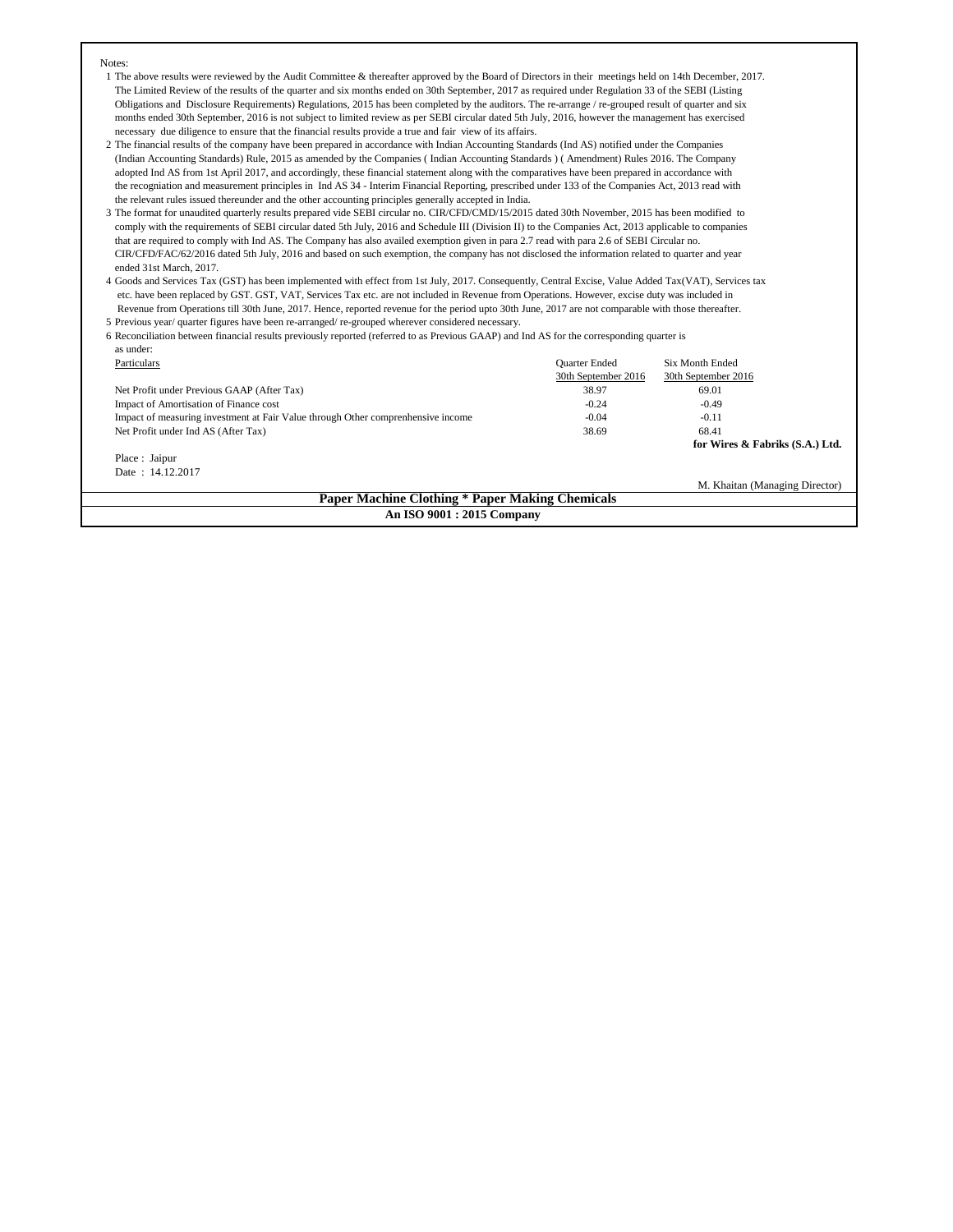Notes:

1. The above results were reviewed by the Audit Committee & thereafter approved by the Board of Directors in their meetings held on 14th December, 2017. The Limited Review of the results of the quarter and six months ended on 30th September, 2017 as required under Regulation 33 of the SEBI (Listing Obligations and Disclosure Requirements) Regulations, 2015 has been completed by the auditors. The re-arrange / re-grouped result of quarter and six months ended 30th September, 2016 is not subject to limited review as per SEBI circular dated 5th July, 2016, however the management has exercised necessary due diligence to ensure that the financial results provide a true and fair view of its affairs.
2. The financial results of the company have been prepared in accordance with Indian Accounting Standards (Ind AS) notified under the Companies (Indian Accounting Standards) Rule, 2015 as amended by the Companies ( Indian Accounting Standards ) ( Amendment) Rules 2016. The Company adopted Ind AS from 1st April 2017, and accordingly, these financial statement along with the comparatives have been prepared in accordance with the recogniation and measurement principles in Ind AS 34 - Interim Financial Reporting, prescribed under 133 of the Companies Act, 2013 read with the relevant rules issued thereunder and the other accounting principles generally accepted in India.
3. The format for unaudited quarterly results prepared vide SEBI circular no. CIR/CFD/CMD/15/2015 dated 30th November, 2015 has been modified to comply with the requirements of SEBI circular dated 5th July, 2016 and Schedule III (Division II) to the Companies Act, 2013 applicable to companies that are required to comply with Ind AS. The Company has also availed exemption given in para 2.7 read with para 2.6 of SEBI Circular no. CIR/CFD/FAC/62/2016 dated 5th July, 2016 and based on such exemption, the company has not disclosed the information related to quarter and year ended 31st March, 2017.
4. Goods and Services Tax (GST) has been implemented with effect from 1st July, 2017. Consequently, Central Excise, Value Added Tax(VAT), Services tax etc. have been replaced by GST. GST, VAT, Services Tax etc. are not included in Revenue from Operations. However, excise duty was included in Revenue from Operations till 30th June, 2017. Hence, reported revenue for the period upto 30th June, 2017 are not comparable with those thereafter.
5. Previous year/ quarter figures have been re-arranged/ re-grouped wherever considered necessary.
6. Reconciliation between financial results previously reported (referred to as Previous GAAP) and Ind AS for the corresponding quarter is as under:

| Particulars | Quarter Ended 30th September 2016 | Six Month Ended 30th September 2016 |
|---|---|---|
| Net Profit under Previous GAAP (After Tax) | 38.97 | 69.01 |
| Impact of Amortisation of Finance cost | -0.24 | -0.49 |
| Impact of measuring investment at Fair Value through Other comprenhensive income | -0.04 | -0.11 |
| Net Profit under Ind AS (After Tax) | 38.69 | 68.41 |

**for Wires & Fabriks (S.A.) Ltd.**

Place : Jaipur
Date : 14.12.2017

M. Khaitan (Managing Director)

**Paper Machine Clothing * Paper Making Chemicals**

**An ISO 9001 : 2015 Company**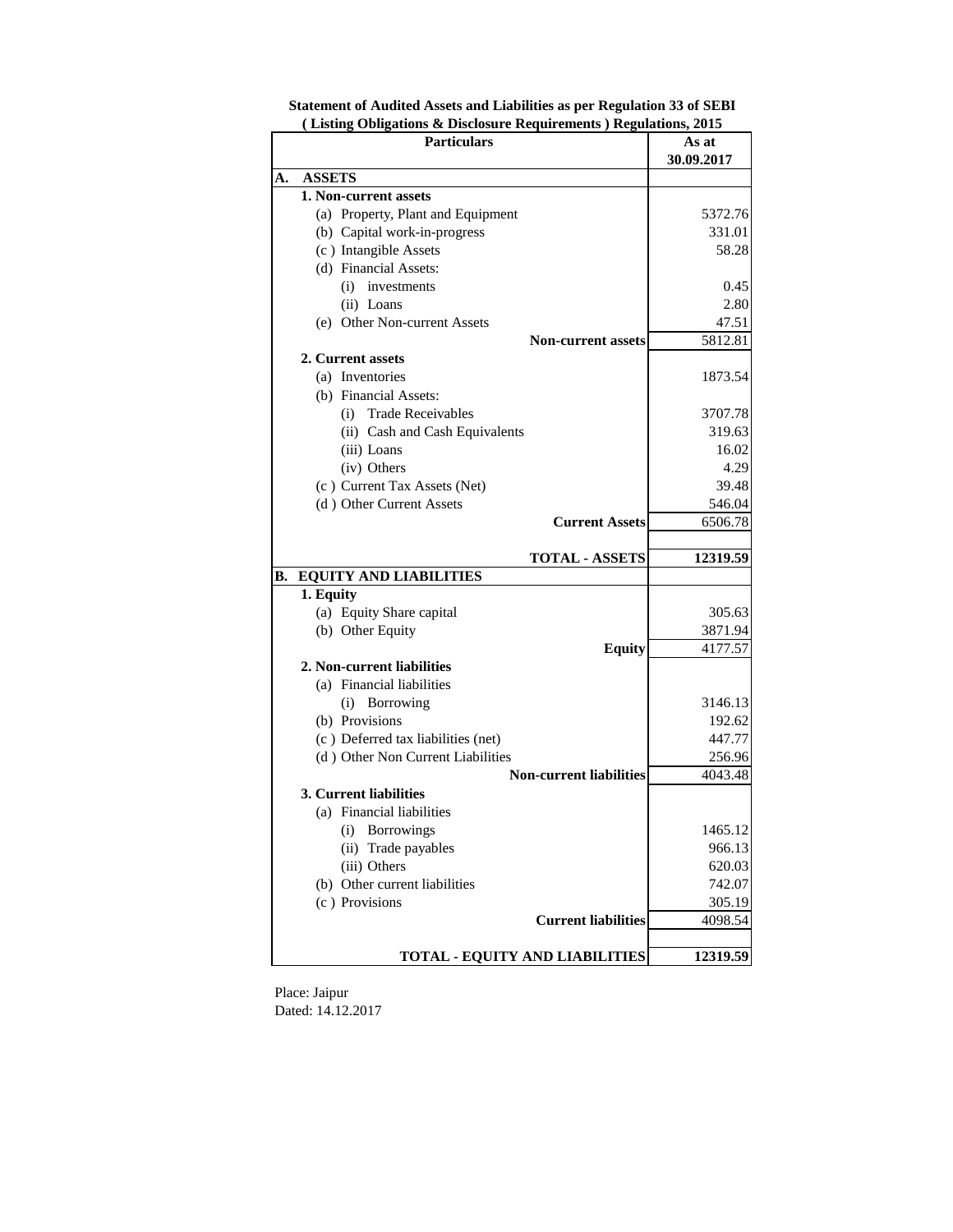**Statement of Audited Assets and Liabilities as per Regulation 33 of SEBI ( Listing Obligations & Disclosure Requirements ) Regulations, 2015**

| Particulars | As at 30.09.2017 |
|---|---|
| **A. ASSETS** | |
| **1. Non-current assets** | |
| (a) Property, Plant and Equipment | 5372.76 |
| (b) Capital work-in-progress | 331.01 |
| (c ) Intangible Assets | 58.28 |
| (d) Financial Assets: | |
| (i) investments | 0.45 |
| (ii) Loans | 2.80 |
| (e) Other Non-current Assets | 47.51 |
| **Non-current assets** | 5812.81 |
| **2. Current assets** | |
| (a) Inventories | 1873.54 |
| (b) Financial Assets: | |
| (i) Trade Receivables | 3707.78 |
| (ii) Cash and Cash Equivalents | 319.63 |
| (iii) Loans | 16.02 |
| (iv) Others | 4.29 |
| (c ) Current Tax Assets (Net) | 39.48 |
| (d ) Other Current Assets | 546.04 |
| **Current Assets** | 6506.78 |
| | |
| **TOTAL - ASSETS** | **12319.59** |
| **B. EQUITY AND LIABILITIES** | |
| **1. Equity** | |
| (a) Equity Share capital | 305.63 |
| (b) Other Equity | 3871.94 |
| **Equity** | 4177.57 |
| **2. Non-current liabilities** | |
| (a) Financial liabilities | |
| (i) Borrowing | 3146.13 |
| (b) Provisions | 192.62 |
| (c ) Deferred tax liabilities (net) | 447.77 |
| (d ) Other Non Current Liabilities | 256.96 |
| **Non-current liabilities** | 4043.48 |
| **3. Current liabilities** | |
| (a) Financial liabilities | |
| (i) Borrowings | 1465.12 |
| (ii) Trade payables | 966.13 |
| (iii) Others | 620.03 |
| (b) Other current liabilities | 742.07 |
| (c ) Provisions | 305.19 |
| **Current liabilities** | 4098.54 |
| | |
| **TOTAL - EQUITY AND LIABILITIES** | **12319.59** |

Place: Jaipur
Dated: 14.12.2017